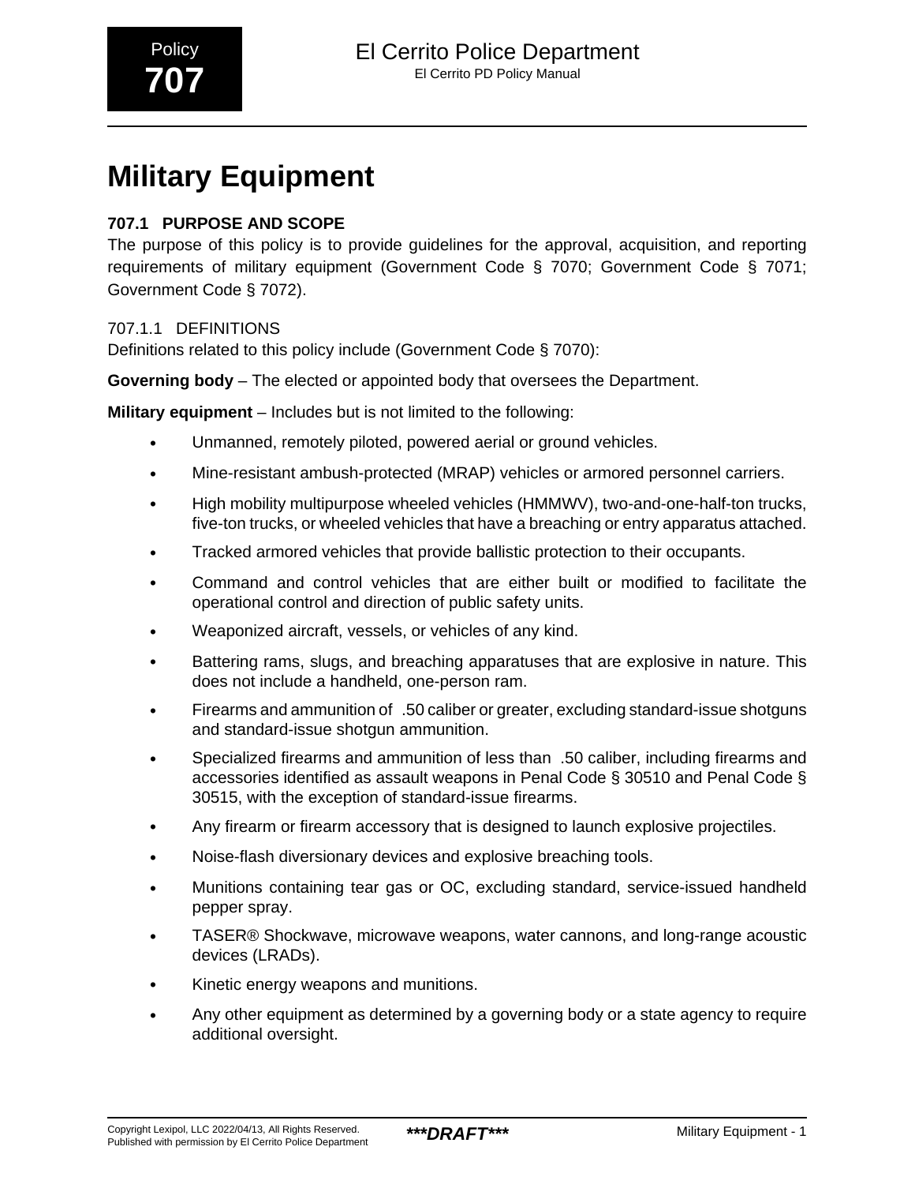# Military Equipment

## 707.1 PURPOSE AND SCOPE

The purpose of this policy is to provide guidelines for the approval, acquisition, and reporting requirements of military equipment (Government Code § 7070; Government Code § 7071; Government Code § 7072).

### 707.1.1 DEFINITIONS

Definitions related to this policy include (Government Code § 7070):

**Governing body** – The elected or appointed body that oversees the Department.

**Military equipment** – Includes but is not limited to the following:

- Unmanned, remotely piloted, powered aerial or ground vehicles.
- Mine-resistant ambush-protected (MRAP) vehicles or armored personnel carriers.
- High mobility multipurpose wheeled vehicles (HMMWV), two-and-one-half-ton trucks, five-ton trucks, or wheeled vehicles that have a breaching or entry apparatus attached.
- Tracked armored vehicles that provide ballistic protection to their occupants.
- Command and control vehicles that are either built or modified to facilitate the operational control and direction of public safety units.
- Weaponized aircraft, vessels, or vehicles of any kind.
- Battering rams, slugs, and breaching apparatuses that are explosive in nature. This does not include a handheld, one-person ram.
- Firearms and ammunition of .50 caliber or greater, excluding standard-issue shotguns and standard-issue shotgun ammunition.
- Specialized firearms and ammunition of less than .50 caliber, including firearms and accessories identified as assault weapons in Penal Code § 30510 and Penal Code § 30515, with the exception of standard-issue firearms.
- Any firearm or firearm accessory that is designed to launch explosive projectiles.
- Noise-flash diversionary devices and explosive breaching tools.
- Munitions containing tear gas or OC, excluding standard, service-issued handheld pepper spray.
- TASER® Shockwave, microwave weapons, water cannons, and long-range acoustic devices (LRADs).
- Kinetic energy weapons and munitions.
- Any other equipment as determined by a governing body or a state agency to require additional oversight.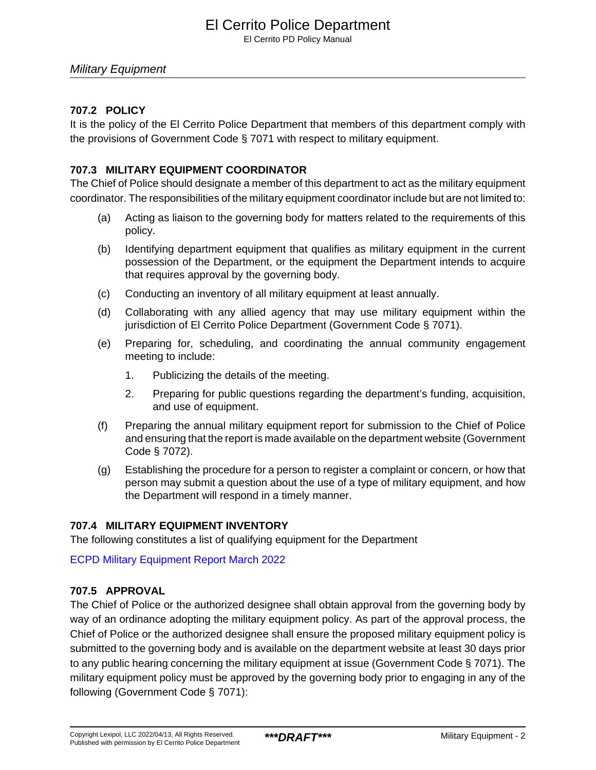## 707.2 POLICY

It is the policy of the El Cerrito Police Department that members of this department comply with the provisions of Government Code § 7071 with respect to military equipment.

## 707.3 MILITARY EQUIPMENT COORDINATOR

The Chief of Police should designate a member of this department to act as the military equipment coordinator. The responsibilities of the military equipment coordinator include but are not limited to:

(a) Acting as liaison to the governing body for matters related to the requirements of this policy.

(b) Identifying department equipment that qualifies as military equipment in the current possession of the Department, or the equipment the Department intends to acquire that requires approval by the governing body.

(c) Conducting an inventory of all military equipment at least annually.

(d) Collaborating with any allied agency that may use military equipment within the jurisdiction of El Cerrito Police Department (Government Code § 7071).

(e) Preparing for, scheduling, and coordinating the annual community engagement meeting to include:

1. Publicizing the details of the meeting.
2. Preparing for public questions regarding the department's funding, acquisition, and use of equipment.

(f) Preparing the annual military equipment report for submission to the Chief of Police and ensuring that the report is made available on the department website (Government Code § 7072).

(g) Establishing the procedure for a person to register a complaint or concern, or how that person may submit a question about the use of a type of military equipment, and how the Department will respond in a timely manner.

## 707.4 MILITARY EQUIPMENT INVENTORY

The following constitutes a list of qualifying equipment for the Department

ECPD Military Equipment Report March 2022

## 707.5 APPROVAL

The Chief of Police or the authorized designee shall obtain approval from the governing body by way of an ordinance adopting the military equipment policy. As part of the approval process, the Chief of Police or the authorized designee shall ensure the proposed military equipment policy is submitted to the governing body and is available on the department website at least 30 days prior to any public hearing concerning the military equipment at issue (Government Code § 7071). The military equipment policy must be approved by the governing body prior to engaging in any of the following (Government Code § 7071):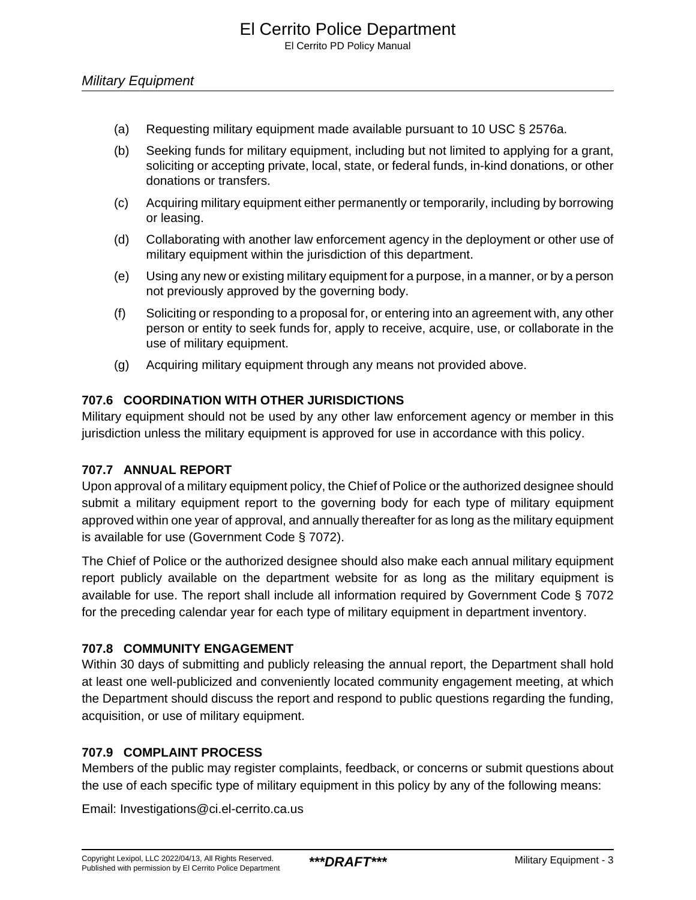(a) Requesting military equipment made available pursuant to 10 USC § 2576a.

(b) Seeking funds for military equipment, including but not limited to applying for a grant, soliciting or accepting private, local, state, or federal funds, in-kind donations, or other donations or transfers.

(c) Acquiring military equipment either permanently or temporarily, including by borrowing or leasing.

(d) Collaborating with another law enforcement agency in the deployment or other use of military equipment within the jurisdiction of this department.

(e) Using any new or existing military equipment for a purpose, in a manner, or by a person not previously approved by the governing body.

(f) Soliciting or responding to a proposal for, or entering into an agreement with, any other person or entity to seek funds for, apply to receive, acquire, use, or collaborate in the use of military equipment.

(g) Acquiring military equipment through any means not provided above.

### 707.6 COORDINATION WITH OTHER JURISDICTIONS

Military equipment should not be used by any other law enforcement agency or member in this jurisdiction unless the military equipment is approved for use in accordance with this policy.

### 707.7 ANNUAL REPORT

Upon approval of a military equipment policy, the Chief of Police or the authorized designee should submit a military equipment report to the governing body for each type of military equipment approved within one year of approval, and annually thereafter for as long as the military equipment is available for use (Government Code § 7072).

The Chief of Police or the authorized designee should also make each annual military equipment report publicly available on the department website for as long as the military equipment is available for use. The report shall include all information required by Government Code § 7072 for the preceding calendar year for each type of military equipment in department inventory.

### 707.8 COMMUNITY ENGAGEMENT

Within 30 days of submitting and publicly releasing the annual report, the Department shall hold at least one well-publicized and conveniently located community engagement meeting, at which the Department should discuss the report and respond to public questions regarding the funding, acquisition, or use of military equipment.

### 707.9 COMPLAINT PROCESS

Members of the public may register complaints, feedback, or concerns or submit questions about the use of each specific type of military equipment in this policy by any of the following means:

Email: Investigations@ci.el-cerrito.ca.us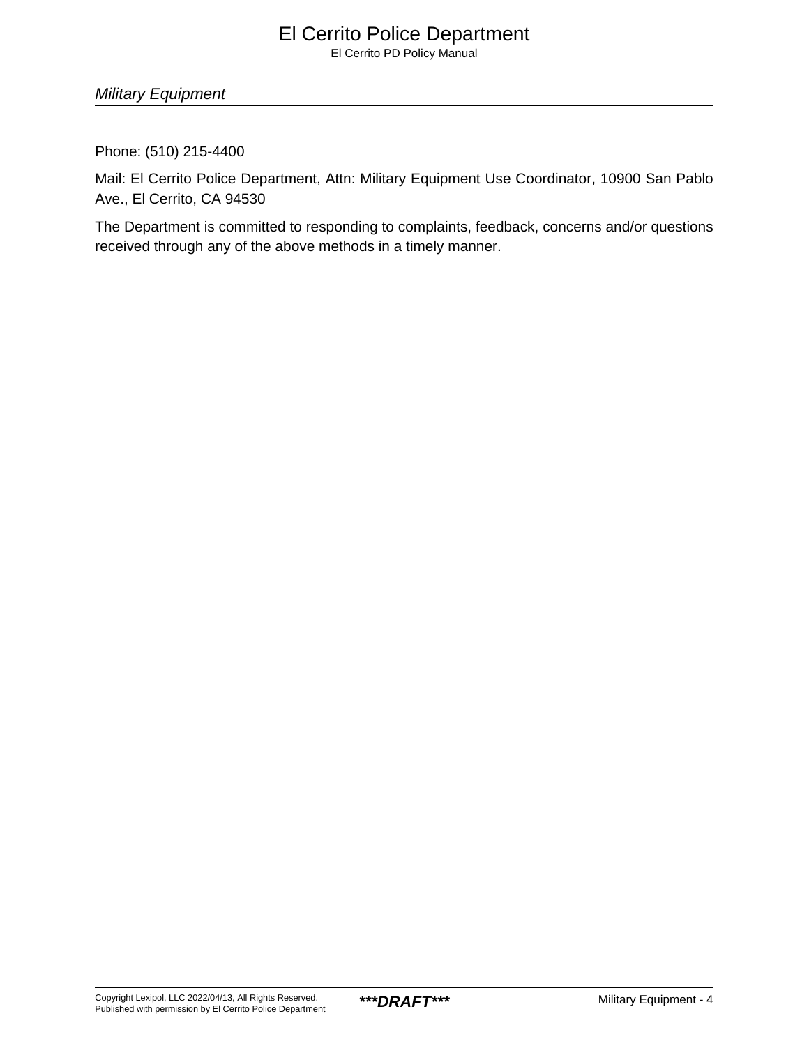Phone: (510) 215-4400

Mail: El Cerrito Police Department, Attn: Military Equipment Use Coordinator, 10900 San Pablo Ave., El Cerrito, CA 94530

The Department is committed to responding to complaints, feedback, concerns and/or questions received through any of the above methods in a timely manner.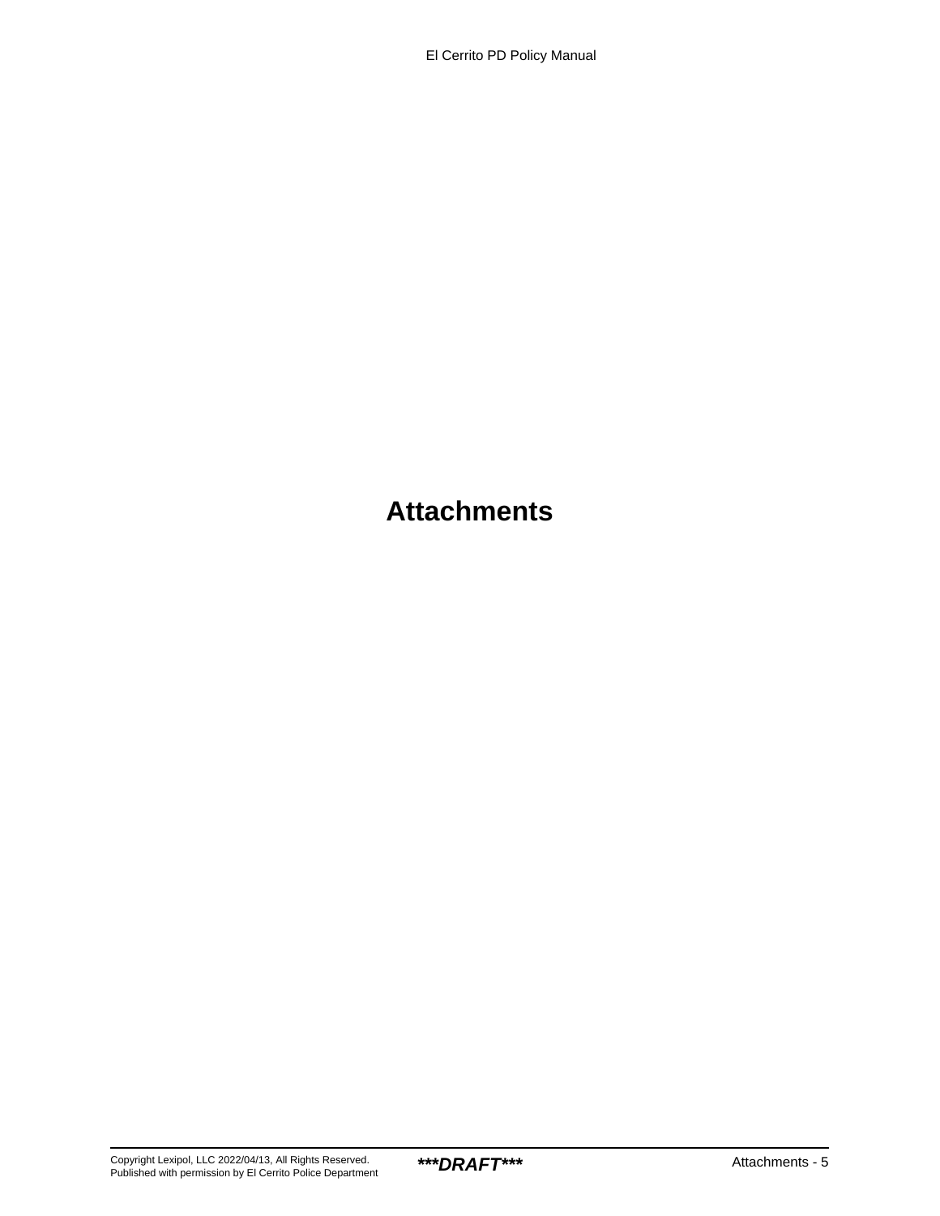# Attachments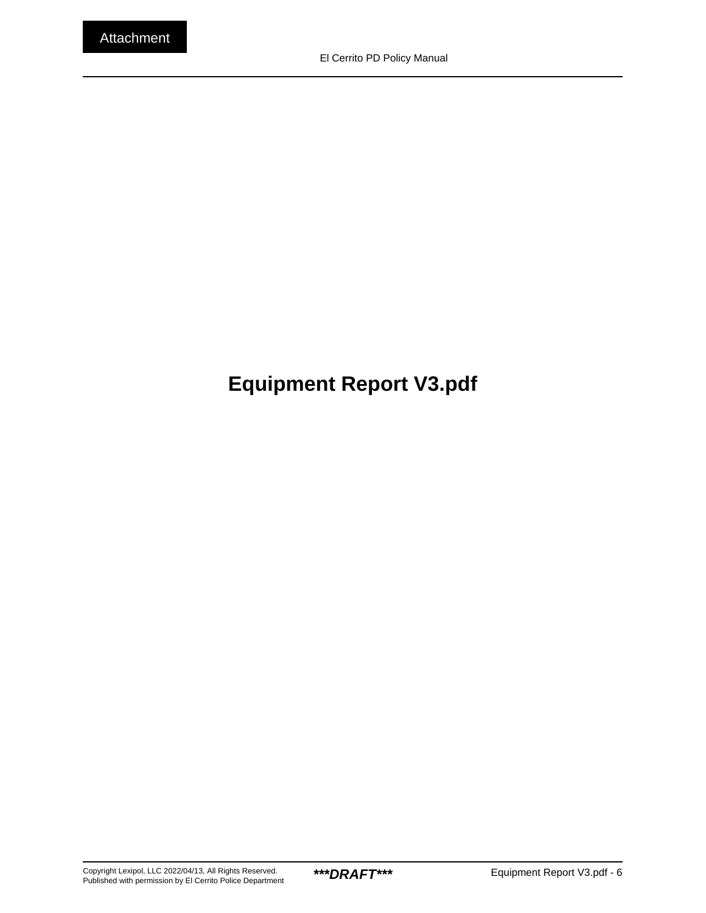**Attachment**

# Equipment Report V3.pdf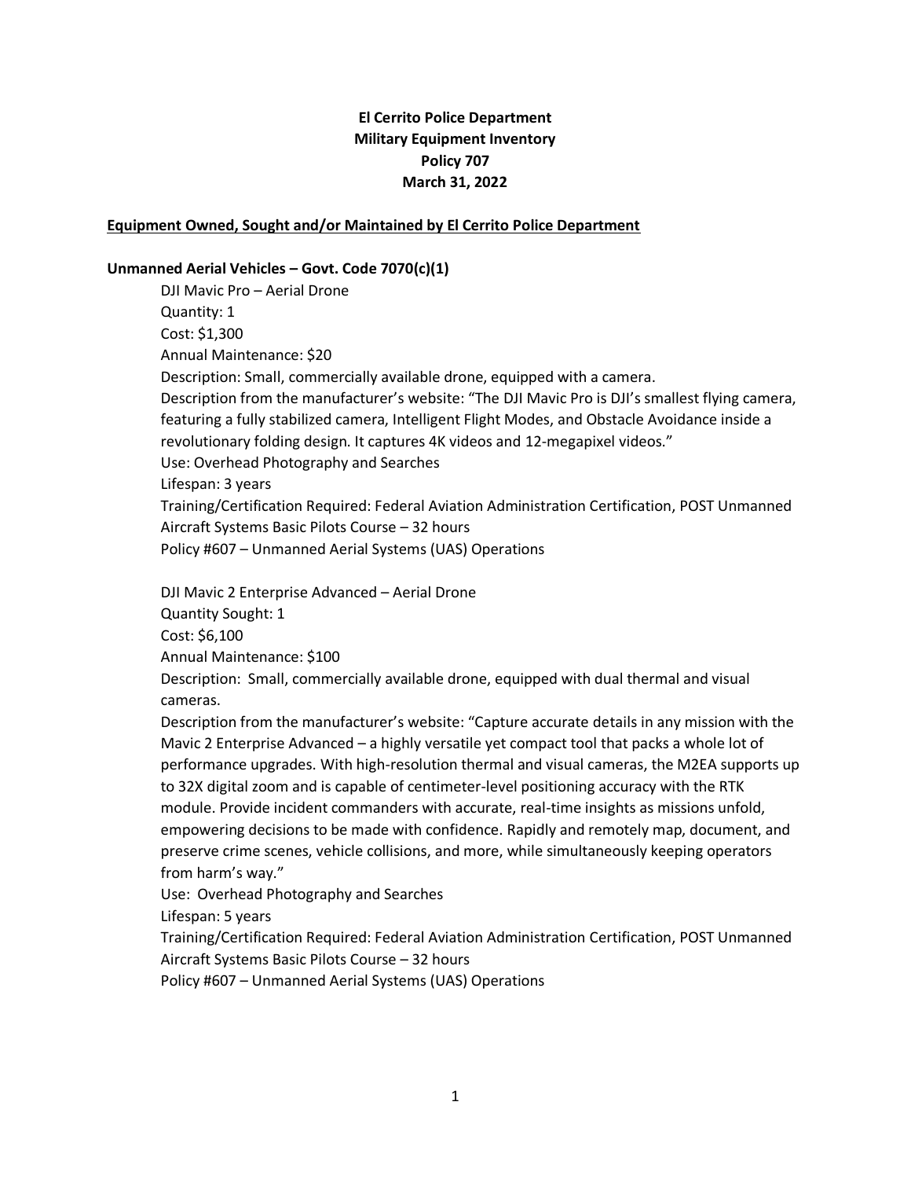**El Cerrito Police Department**
**Military Equipment Inventory**
**Policy 707**
**March 31, 2022**

**Equipment Owned, Sought and/or Maintained by El Cerrito Police Department**

**Unmanned Aerial Vehicles – Govt. Code 7070(c)(1)**

DJI Mavic Pro – Aerial Drone
Quantity: 1
Cost: $1,300
Annual Maintenance: $20
Description: Small, commercially available drone, equipped with a camera.
Description from the manufacturer's website: "The DJI Mavic Pro is DJI's smallest flying camera, featuring a fully stabilized camera, Intelligent Flight Modes, and Obstacle Avoidance inside a revolutionary folding design. It captures 4K videos and 12-megapixel videos."
Use: Overhead Photography and Searches
Lifespan: 3 years
Training/Certification Required: Federal Aviation Administration Certification, POST Unmanned Aircraft Systems Basic Pilots Course – 32 hours
Policy #607 – Unmanned Aerial Systems (UAS) Operations

DJI Mavic 2 Enterprise Advanced – Aerial Drone
Quantity Sought: 1
Cost: $6,100
Annual Maintenance: $100
Description: Small, commercially available drone, equipped with dual thermal and visual cameras.
Description from the manufacturer's website: "Capture accurate details in any mission with the Mavic 2 Enterprise Advanced – a highly versatile yet compact tool that packs a whole lot of performance upgrades. With high-resolution thermal and visual cameras, the M2EA supports up to 32X digital zoom and is capable of centimeter-level positioning accuracy with the RTK module. Provide incident commanders with accurate, real-time insights as missions unfold, empowering decisions to be made with confidence. Rapidly and remotely map, document, and preserve crime scenes, vehicle collisions, and more, while simultaneously keeping operators from harm's way."
Use: Overhead Photography and Searches
Lifespan: 5 years
Training/Certification Required: Federal Aviation Administration Certification, POST Unmanned Aircraft Systems Basic Pilots Course – 32 hours
Policy #607 – Unmanned Aerial Systems (UAS) Operations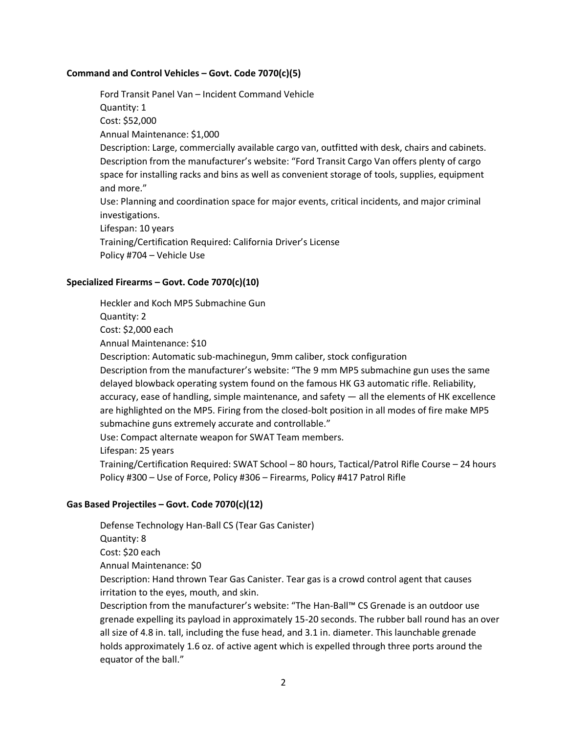**Command and Control Vehicles – Govt. Code 7070(c)(5)**

Ford Transit Panel Van – Incident Command Vehicle
Quantity: 1
Cost: $52,000
Annual Maintenance: $1,000
Description: Large, commercially available cargo van, outfitted with desk, chairs and cabinets.
Description from the manufacturer's website: "Ford Transit Cargo Van offers plenty of cargo space for installing racks and bins as well as convenient storage of tools, supplies, equipment and more."
Use: Planning and coordination space for major events, critical incidents, and major criminal investigations.
Lifespan: 10 years
Training/Certification Required: California Driver's License
Policy #704 – Vehicle Use

**Specialized Firearms – Govt. Code 7070(c)(10)**

Heckler and Koch MP5 Submachine Gun
Quantity: 2
Cost: $2,000 each
Annual Maintenance: $10
Description: Automatic sub-machinegun, 9mm caliber, stock configuration
Description from the manufacturer's website: "The 9 mm MP5 submachine gun uses the same delayed blowback operating system found on the famous HK G3 automatic rifle. Reliability, accuracy, ease of handling, simple maintenance, and safety — all the elements of HK excellence are highlighted on the MP5. Firing from the closed-bolt position in all modes of fire make MP5 submachine guns extremely accurate and controllable."
Use: Compact alternate weapon for SWAT Team members.
Lifespan: 25 years
Training/Certification Required: SWAT School – 80 hours, Tactical/Patrol Rifle Course – 24 hours
Policy #300 – Use of Force, Policy #306 – Firearms, Policy #417 Patrol Rifle

**Gas Based Projectiles – Govt. Code 7070(c)(12)**

Defense Technology Han-Ball CS (Tear Gas Canister)
Quantity: 8
Cost: $20 each
Annual Maintenance: $0
Description: Hand thrown Tear Gas Canister. Tear gas is a crowd control agent that causes irritation to the eyes, mouth, and skin.
Description from the manufacturer's website: "The Han-Ball™ CS Grenade is an outdoor use grenade expelling its payload in approximately 15-20 seconds. The rubber ball round has an over all size of 4.8 in. tall, including the fuse head, and 3.1 in. diameter. This launchable grenade holds approximately 1.6 oz. of active agent which is expelled through three ports around the equator of the ball."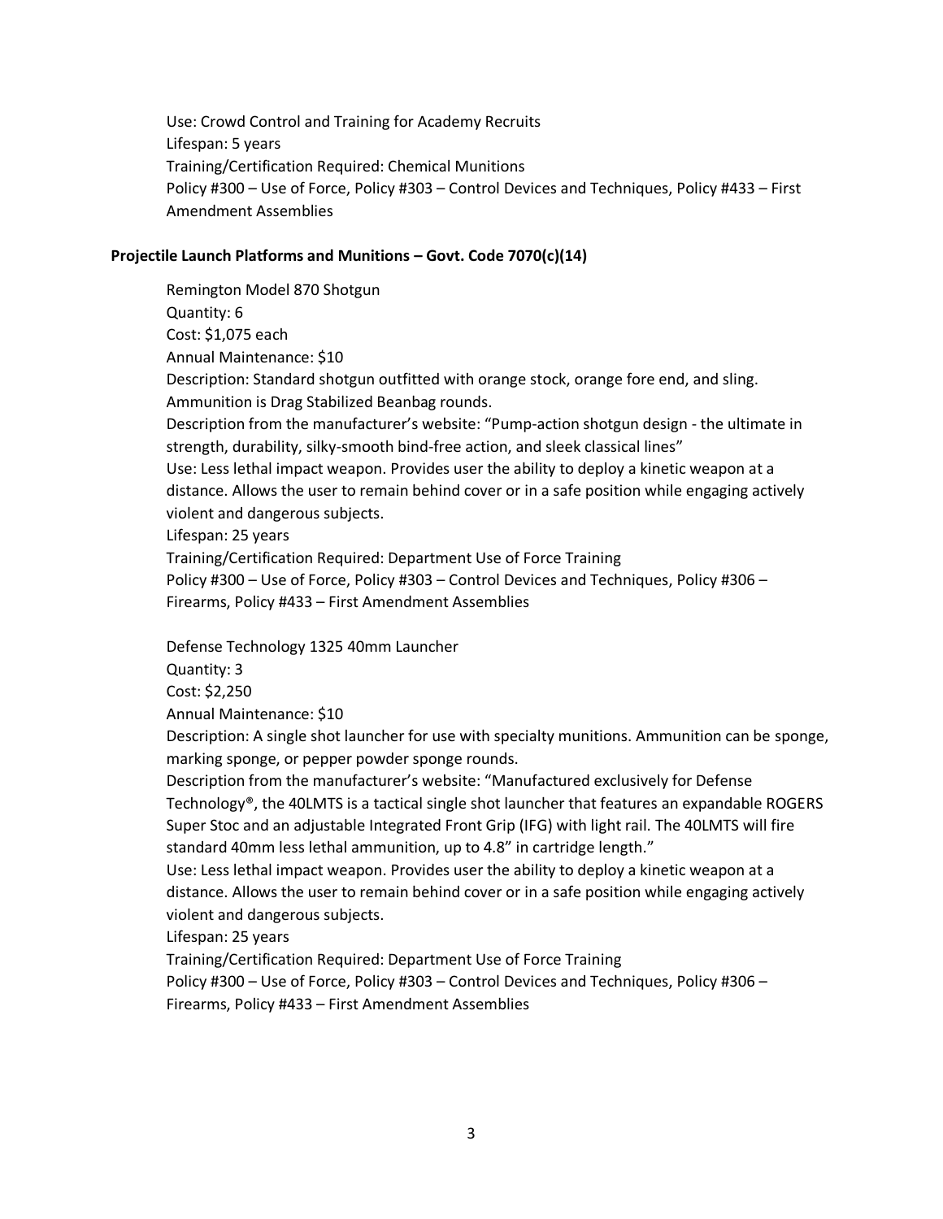Use: Crowd Control and Training for Academy Recruits
Lifespan: 5 years
Training/Certification Required: Chemical Munitions
Policy #300 – Use of Force, Policy #303 – Control Devices and Techniques, Policy #433 – First Amendment Assemblies

**Projectile Launch Platforms and Munitions – Govt. Code 7070(c)(14)**

Remington Model 870 Shotgun
Quantity: 6
Cost: $1,075 each
Annual Maintenance: $10
Description: Standard shotgun outfitted with orange stock, orange fore end, and sling. Ammunition is Drag Stabilized Beanbag rounds.
Description from the manufacturer's website: "Pump-action shotgun design - the ultimate in strength, durability, silky-smooth bind-free action, and sleek classical lines"
Use: Less lethal impact weapon. Provides user the ability to deploy a kinetic weapon at a distance. Allows the user to remain behind cover or in a safe position while engaging actively violent and dangerous subjects.
Lifespan: 25 years
Training/Certification Required: Department Use of Force Training
Policy #300 – Use of Force, Policy #303 – Control Devices and Techniques, Policy #306 – Firearms, Policy #433 – First Amendment Assemblies

Defense Technology 1325 40mm Launcher
Quantity: 3
Cost: $2,250
Annual Maintenance: $10
Description: A single shot launcher for use with specialty munitions. Ammunition can be sponge, marking sponge, or pepper powder sponge rounds.
Description from the manufacturer's website: "Manufactured exclusively for Defense Technology®, the 40LMTS is a tactical single shot launcher that features an expandable ROGERS Super Stoc and an adjustable Integrated Front Grip (IFG) with light rail. The 40LMTS will fire standard 40mm less lethal ammunition, up to 4.8" in cartridge length."
Use: Less lethal impact weapon. Provides user the ability to deploy a kinetic weapon at a distance. Allows the user to remain behind cover or in a safe position while engaging actively violent and dangerous subjects.
Lifespan: 25 years
Training/Certification Required: Department Use of Force Training
Policy #300 – Use of Force, Policy #303 – Control Devices and Techniques, Policy #306 – Firearms, Policy #433 – First Amendment Assemblies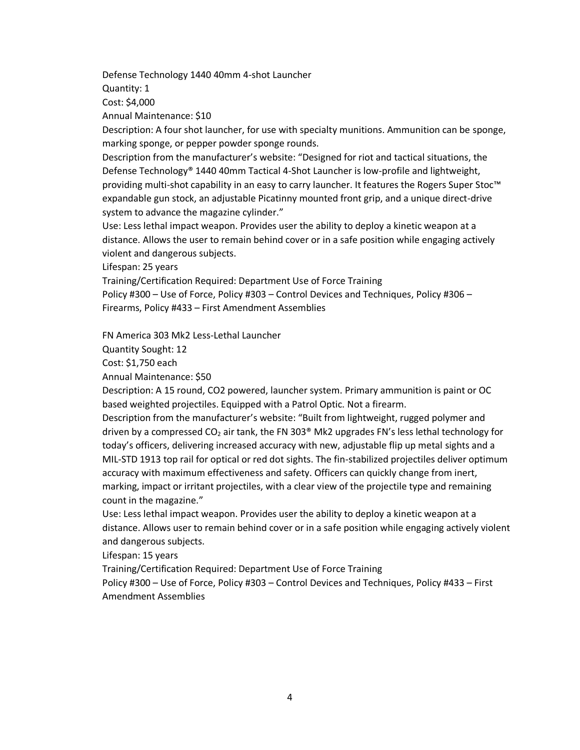Defense Technology 1440 40mm 4-shot Launcher
Quantity: 1
Cost: $4,000
Annual Maintenance: $10
Description: A four shot launcher, for use with specialty munitions. Ammunition can be sponge, marking sponge, or pepper powder sponge rounds.
Description from the manufacturer's website: "Designed for riot and tactical situations, the Defense Technology® 1440 40mm Tactical 4-Shot Launcher is low-profile and lightweight, providing multi-shot capability in an easy to carry launcher. It features the Rogers Super Stoc™ expandable gun stock, an adjustable Picatinny mounted front grip, and a unique direct-drive system to advance the magazine cylinder."
Use: Less lethal impact weapon. Provides user the ability to deploy a kinetic weapon at a distance. Allows the user to remain behind cover or in a safe position while engaging actively violent and dangerous subjects.
Lifespan: 25 years
Training/Certification Required: Department Use of Force Training
Policy #300 – Use of Force, Policy #303 – Control Devices and Techniques, Policy #306 – Firearms, Policy #433 – First Amendment Assemblies

FN America 303 Mk2 Less-Lethal Launcher
Quantity Sought: 12
Cost: $1,750 each
Annual Maintenance: $50
Description: A 15 round, CO2 powered, launcher system. Primary ammunition is paint or OC based weighted projectiles. Equipped with a Patrol Optic. Not a firearm.
Description from the manufacturer's website: "Built from lightweight, rugged polymer and driven by a compressed $CO_2$ air tank, the FN 303® Mk2 upgrades FN's less lethal technology for today's officers, delivering increased accuracy with new, adjustable flip up metal sights and a MIL-STD 1913 top rail for optical or red dot sights. The fin-stabilized projectiles deliver optimum accuracy with maximum effectiveness and safety. Officers can quickly change from inert, marking, impact or irritant projectiles, with a clear view of the projectile type and remaining count in the magazine."
Use: Less lethal impact weapon. Provides user the ability to deploy a kinetic weapon at a distance. Allows user to remain behind cover or in a safe position while engaging actively violent and dangerous subjects.
Lifespan: 15 years
Training/Certification Required: Department Use of Force Training
Policy #300 – Use of Force, Policy #303 – Control Devices and Techniques, Policy #433 – First Amendment Assemblies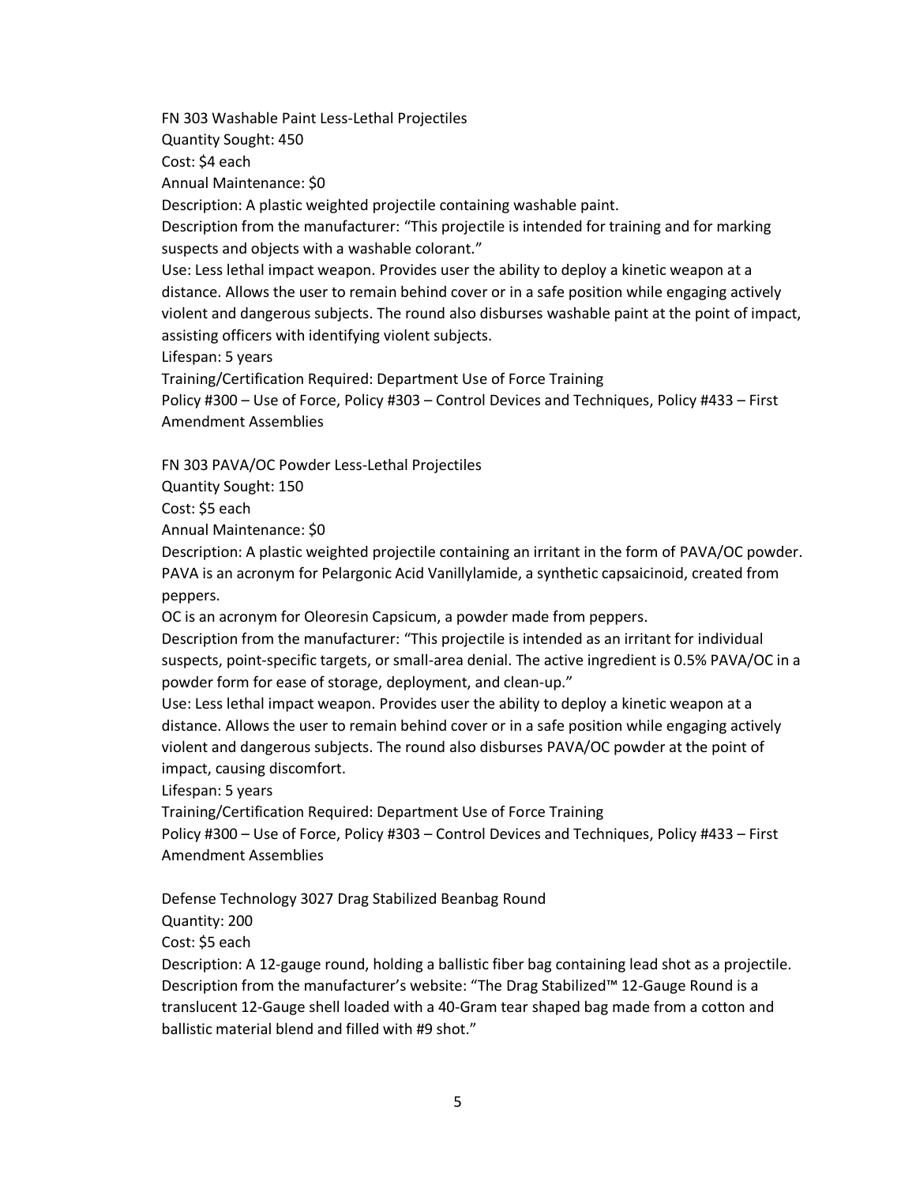FN 303 Washable Paint Less-Lethal Projectiles

Quantity Sought: 450

Cost: $4 each

Annual Maintenance: $0

Description: A plastic weighted projectile containing washable paint.

Description from the manufacturer: "This projectile is intended for training and for marking suspects and objects with a washable colorant."

Use: Less lethal impact weapon. Provides user the ability to deploy a kinetic weapon at a distance. Allows the user to remain behind cover or in a safe position while engaging actively violent and dangerous subjects. The round also disburses washable paint at the point of impact, assisting officers with identifying violent subjects.

Lifespan: 5 years

Training/Certification Required: Department Use of Force Training

Policy #300 – Use of Force, Policy #303 – Control Devices and Techniques, Policy #433 – First Amendment Assemblies

FN 303 PAVA/OC Powder Less-Lethal Projectiles

Quantity Sought: 150

Cost: $5 each

Annual Maintenance: $0

Description: A plastic weighted projectile containing an irritant in the form of PAVA/OC powder. PAVA is an acronym for Pelargonic Acid Vanillylamide, a synthetic capsaicinoid, created from peppers.

OC is an acronym for Oleoresin Capsicum, a powder made from peppers.

Description from the manufacturer: "This projectile is intended as an irritant for individual suspects, point-specific targets, or small-area denial. The active ingredient is 0.5% PAVA/OC in a powder form for ease of storage, deployment, and clean-up."

Use: Less lethal impact weapon. Provides user the ability to deploy a kinetic weapon at a distance. Allows the user to remain behind cover or in a safe position while engaging actively violent and dangerous subjects. The round also disburses PAVA/OC powder at the point of impact, causing discomfort.

Lifespan: 5 years

Training/Certification Required: Department Use of Force Training

Policy #300 – Use of Force, Policy #303 – Control Devices and Techniques, Policy #433 – First Amendment Assemblies

Defense Technology 3027 Drag Stabilized Beanbag Round

Quantity: 200

Cost: $5 each

Description: A 12-gauge round, holding a ballistic fiber bag containing lead shot as a projectile.

Description from the manufacturer's website: "The Drag Stabilized™ 12-Gauge Round is a translucent 12-Gauge shell loaded with a 40-Gram tear shaped bag made from a cotton and ballistic material blend and filled with #9 shot."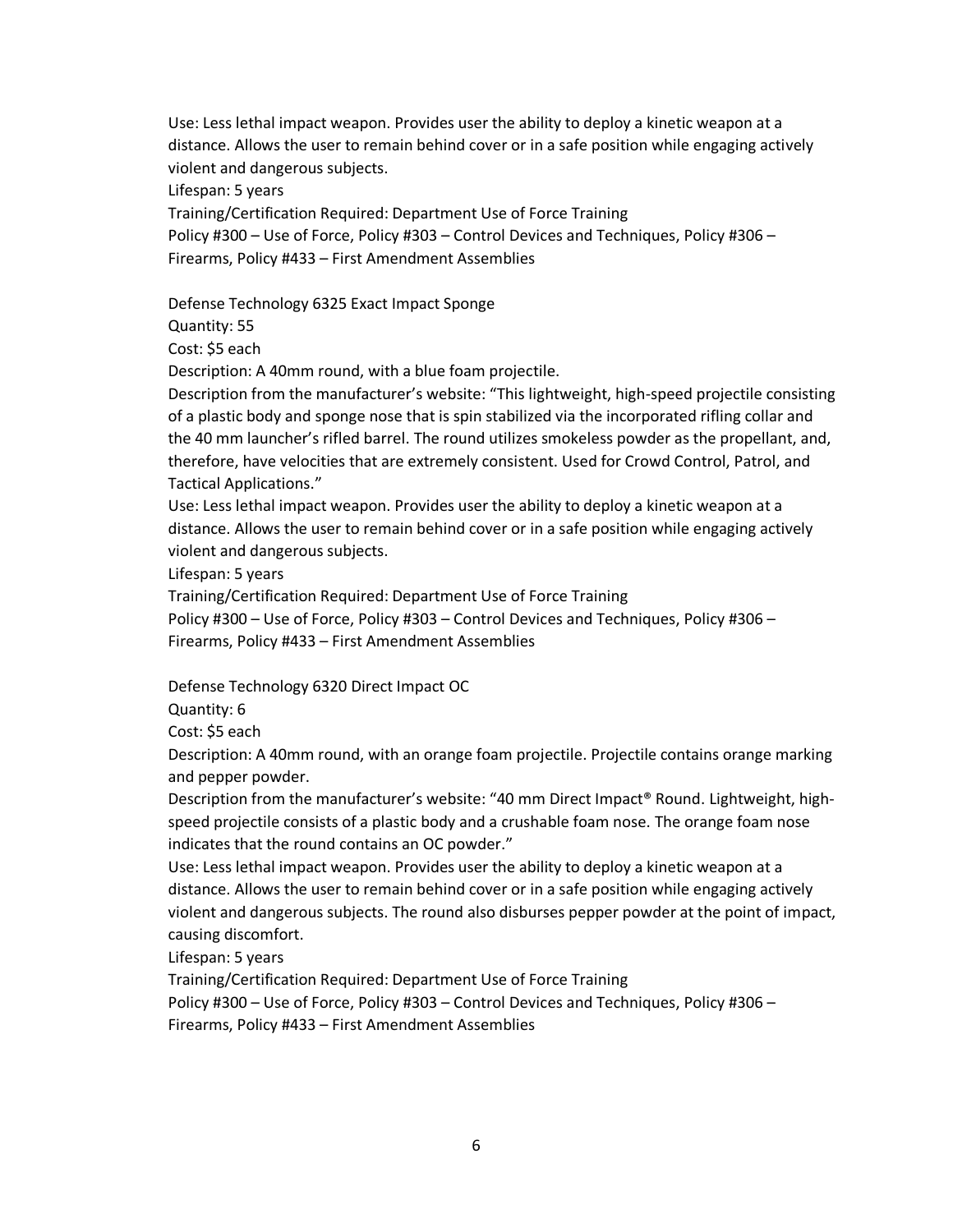Use: Less lethal impact weapon. Provides user the ability to deploy a kinetic weapon at a distance. Allows the user to remain behind cover or in a safe position while engaging actively violent and dangerous subjects.
Lifespan: 5 years
Training/Certification Required: Department Use of Force Training
Policy #300 – Use of Force, Policy #303 – Control Devices and Techniques, Policy #306 – Firearms, Policy #433 – First Amendment Assemblies

Defense Technology 6325 Exact Impact Sponge
Quantity: 55
Cost: $5 each
Description: A 40mm round, with a blue foam projectile.
Description from the manufacturer's website: "This lightweight, high-speed projectile consisting of a plastic body and sponge nose that is spin stabilized via the incorporated rifling collar and the 40 mm launcher's rifled barrel. The round utilizes smokeless powder as the propellant, and, therefore, have velocities that are extremely consistent. Used for Crowd Control, Patrol, and Tactical Applications."
Use: Less lethal impact weapon. Provides user the ability to deploy a kinetic weapon at a distance. Allows the user to remain behind cover or in a safe position while engaging actively violent and dangerous subjects.
Lifespan: 5 years
Training/Certification Required: Department Use of Force Training
Policy #300 – Use of Force, Policy #303 – Control Devices and Techniques, Policy #306 – Firearms, Policy #433 – First Amendment Assemblies

Defense Technology 6320 Direct Impact OC
Quantity: 6
Cost: $5 each
Description: A 40mm round, with an orange foam projectile. Projectile contains orange marking and pepper powder.
Description from the manufacturer's website: "40 mm Direct Impact® Round. Lightweight, high-speed projectile consists of a plastic body and a crushable foam nose. The orange foam nose indicates that the round contains an OC powder."
Use: Less lethal impact weapon. Provides user the ability to deploy a kinetic weapon at a distance. Allows the user to remain behind cover or in a safe position while engaging actively violent and dangerous subjects. The round also disburses pepper powder at the point of impact, causing discomfort.
Lifespan: 5 years
Training/Certification Required: Department Use of Force Training
Policy #300 – Use of Force, Policy #303 – Control Devices and Techniques, Policy #306 – Firearms, Policy #433 – First Amendment Assemblies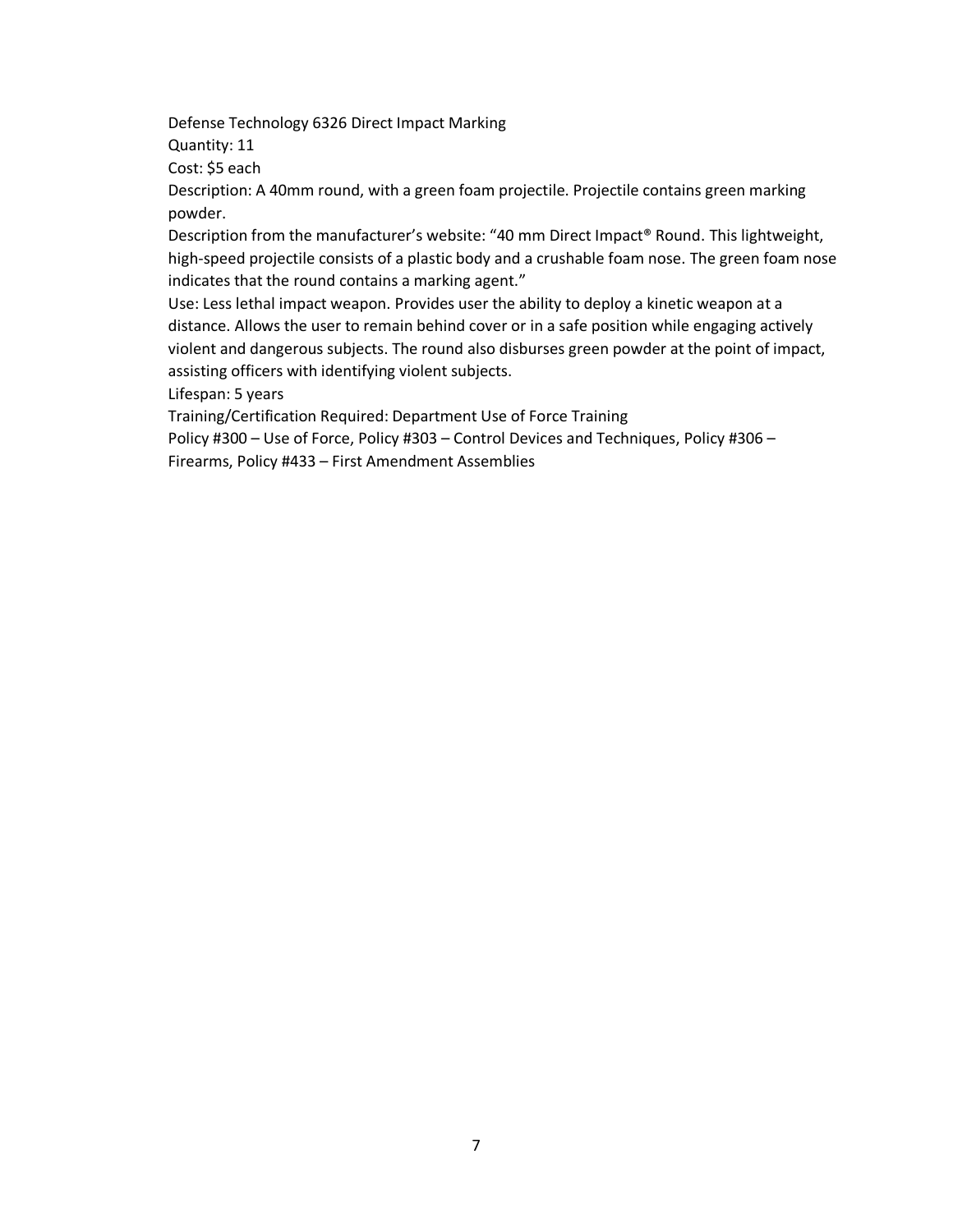Defense Technology 6326 Direct Impact Marking

Quantity: 11

Cost: $5 each

Description: A 40mm round, with a green foam projectile. Projectile contains green marking powder.

Description from the manufacturer's website: "40 mm Direct Impact® Round. This lightweight, high-speed projectile consists of a plastic body and a crushable foam nose. The green foam nose indicates that the round contains a marking agent."

Use: Less lethal impact weapon. Provides user the ability to deploy a kinetic weapon at a distance. Allows the user to remain behind cover or in a safe position while engaging actively violent and dangerous subjects. The round also disburses green powder at the point of impact, assisting officers with identifying violent subjects.

Lifespan: 5 years

Training/Certification Required: Department Use of Force Training

Policy #300 – Use of Force, Policy #303 – Control Devices and Techniques, Policy #306 – Firearms, Policy #433 – First Amendment Assemblies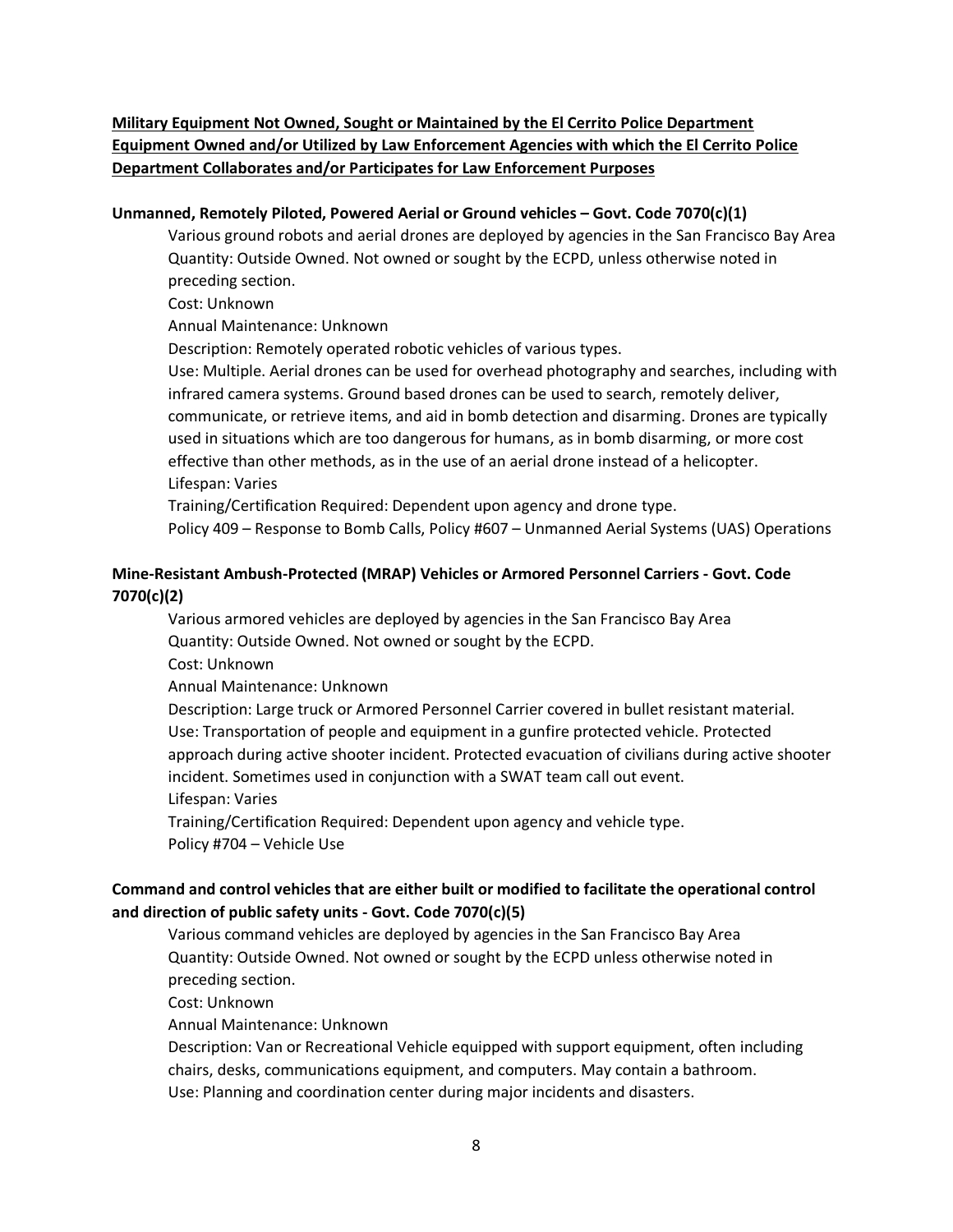**Military Equipment Not Owned, Sought or Maintained by the El Cerrito Police Department**
**Equipment Owned and/or Utilized by Law Enforcement Agencies with which the El Cerrito Police Department Collaborates and/or Participates for Law Enforcement Purposes**

**Unmanned, Remotely Piloted, Powered Aerial or Ground vehicles – Govt. Code 7070(c)(1)**

Various ground robots and aerial drones are deployed by agencies in the San Francisco Bay Area
Quantity: Outside Owned. Not owned or sought by the ECPD, unless otherwise noted in preceding section.
Cost: Unknown
Annual Maintenance: Unknown
Description: Remotely operated robotic vehicles of various types.
Use: Multiple. Aerial drones can be used for overhead photography and searches, including with infrared camera systems. Ground based drones can be used to search, remotely deliver, communicate, or retrieve items, and aid in bomb detection and disarming. Drones are typically used in situations which are too dangerous for humans, as in bomb disarming, or more cost effective than other methods, as in the use of an aerial drone instead of a helicopter.
Lifespan: Varies
Training/Certification Required: Dependent upon agency and drone type.
Policy 409 – Response to Bomb Calls, Policy #607 – Unmanned Aerial Systems (UAS) Operations

**Mine-Resistant Ambush-Protected (MRAP) Vehicles or Armored Personnel Carriers - Govt. Code 7070(c)(2)**

Various armored vehicles are deployed by agencies in the San Francisco Bay Area
Quantity: Outside Owned. Not owned or sought by the ECPD.
Cost: Unknown
Annual Maintenance: Unknown
Description: Large truck or Armored Personnel Carrier covered in bullet resistant material.
Use: Transportation of people and equipment in a gunfire protected vehicle. Protected approach during active shooter incident. Protected evacuation of civilians during active shooter incident. Sometimes used in conjunction with a SWAT team call out event.
Lifespan: Varies
Training/Certification Required: Dependent upon agency and vehicle type.
Policy #704 – Vehicle Use

**Command and control vehicles that are either built or modified to facilitate the operational control and direction of public safety units - Govt. Code 7070(c)(5)**

Various command vehicles are deployed by agencies in the San Francisco Bay Area
Quantity: Outside Owned. Not owned or sought by the ECPD unless otherwise noted in preceding section.
Cost: Unknown
Annual Maintenance: Unknown
Description: Van or Recreational Vehicle equipped with support equipment, often including chairs, desks, communications equipment, and computers. May contain a bathroom.
Use: Planning and coordination center during major incidents and disasters.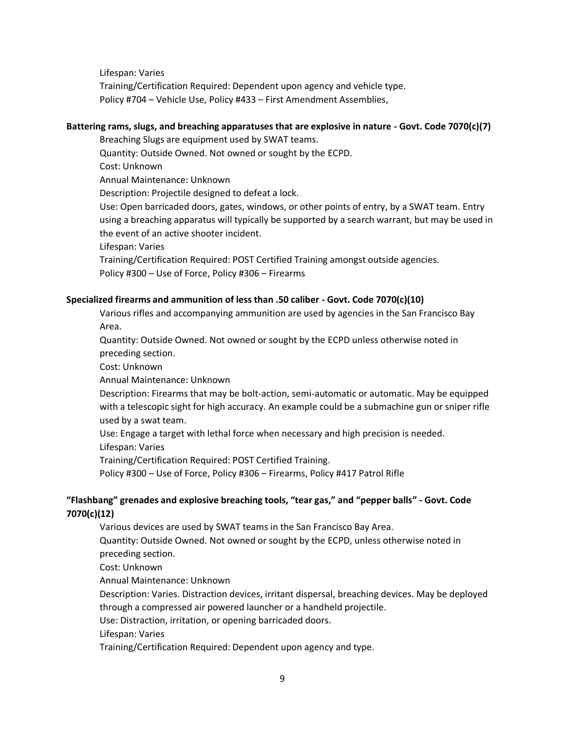Lifespan: Varies

Training/Certification Required: Dependent upon agency and vehicle type.

Policy #704 – Vehicle Use, Policy #433 – First Amendment Assemblies,

**Battering rams, slugs, and breaching apparatuses that are explosive in nature - Govt. Code 7070(c)(7)**

Breaching Slugs are equipment used by SWAT teams.

Quantity: Outside Owned. Not owned or sought by the ECPD.

Cost: Unknown

Annual Maintenance: Unknown

Description: Projectile designed to defeat a lock.

Use: Open barricaded doors, gates, windows, or other points of entry, by a SWAT team. Entry using a breaching apparatus will typically be supported by a search warrant, but may be used in the event of an active shooter incident.

Lifespan: Varies

Training/Certification Required: POST Certified Training amongst outside agencies.

Policy #300 – Use of Force, Policy #306 – Firearms

**Specialized firearms and ammunition of less than .50 caliber - Govt. Code 7070(c)(10)**

Various rifles and accompanying ammunition are used by agencies in the San Francisco Bay Area.

Quantity: Outside Owned. Not owned or sought by the ECPD unless otherwise noted in preceding section.

Cost: Unknown

Annual Maintenance: Unknown

Description: Firearms that may be bolt-action, semi-automatic or automatic. May be equipped with a telescopic sight for high accuracy. An example could be a submachine gun or sniper rifle used by a swat team.

Use: Engage a target with lethal force when necessary and high precision is needed.

Lifespan: Varies

Training/Certification Required: POST Certified Training.

Policy #300 – Use of Force, Policy #306 – Firearms, Policy #417 Patrol Rifle

**"Flashbang" grenades and explosive breaching tools, "tear gas," and "pepper balls" - Govt. Code 7070(c)(12)**

Various devices are used by SWAT teams in the San Francisco Bay Area.

Quantity: Outside Owned. Not owned or sought by the ECPD, unless otherwise noted in preceding section.

Cost: Unknown

Annual Maintenance: Unknown

Description: Varies. Distraction devices, irritant dispersal, breaching devices. May be deployed through a compressed air powered launcher or a handheld projectile.

Use: Distraction, irritation, or opening barricaded doors.

Lifespan: Varies

Training/Certification Required: Dependent upon agency and type.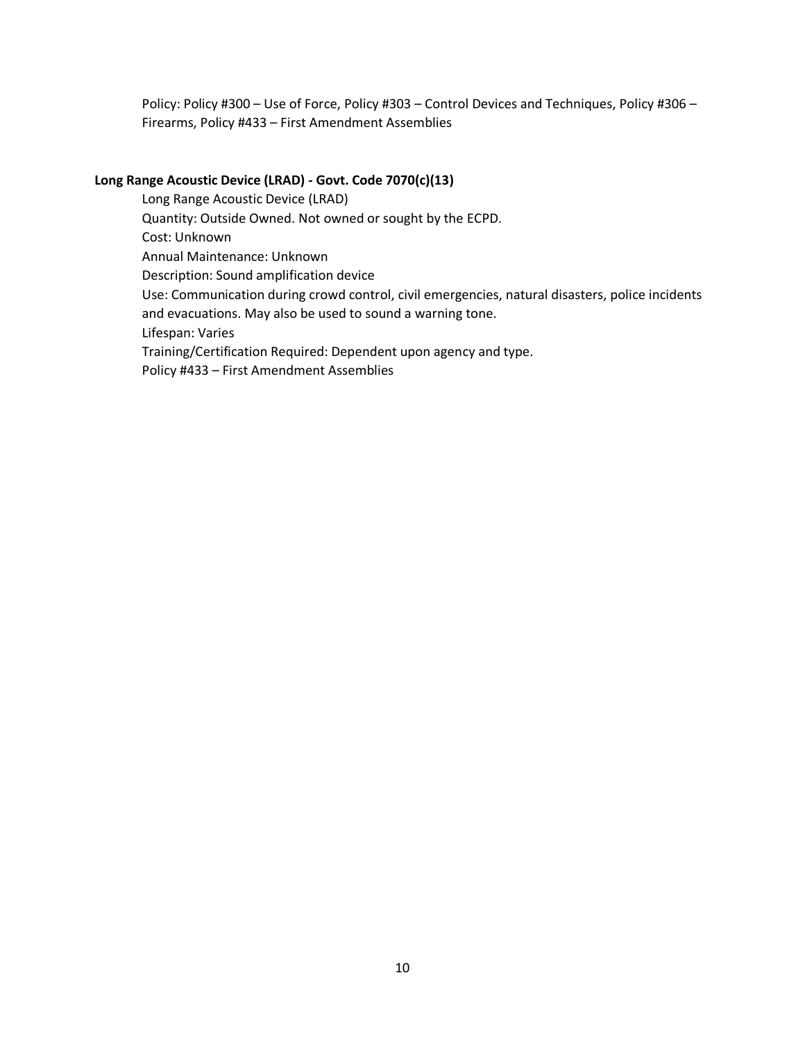Policy: Policy #300 – Use of Force, Policy #303 – Control Devices and Techniques, Policy #306 – Firearms, Policy #433 – First Amendment Assemblies

**Long Range Acoustic Device (LRAD) - Govt. Code 7070(c)(13)**

Long Range Acoustic Device (LRAD)
Quantity: Outside Owned. Not owned or sought by the ECPD.
Cost: Unknown
Annual Maintenance: Unknown
Description: Sound amplification device
Use: Communication during crowd control, civil emergencies, natural disasters, police incidents and evacuations. May also be used to sound a warning tone.
Lifespan: Varies
Training/Certification Required: Dependent upon agency and type.
Policy #433 – First Amendment Assemblies